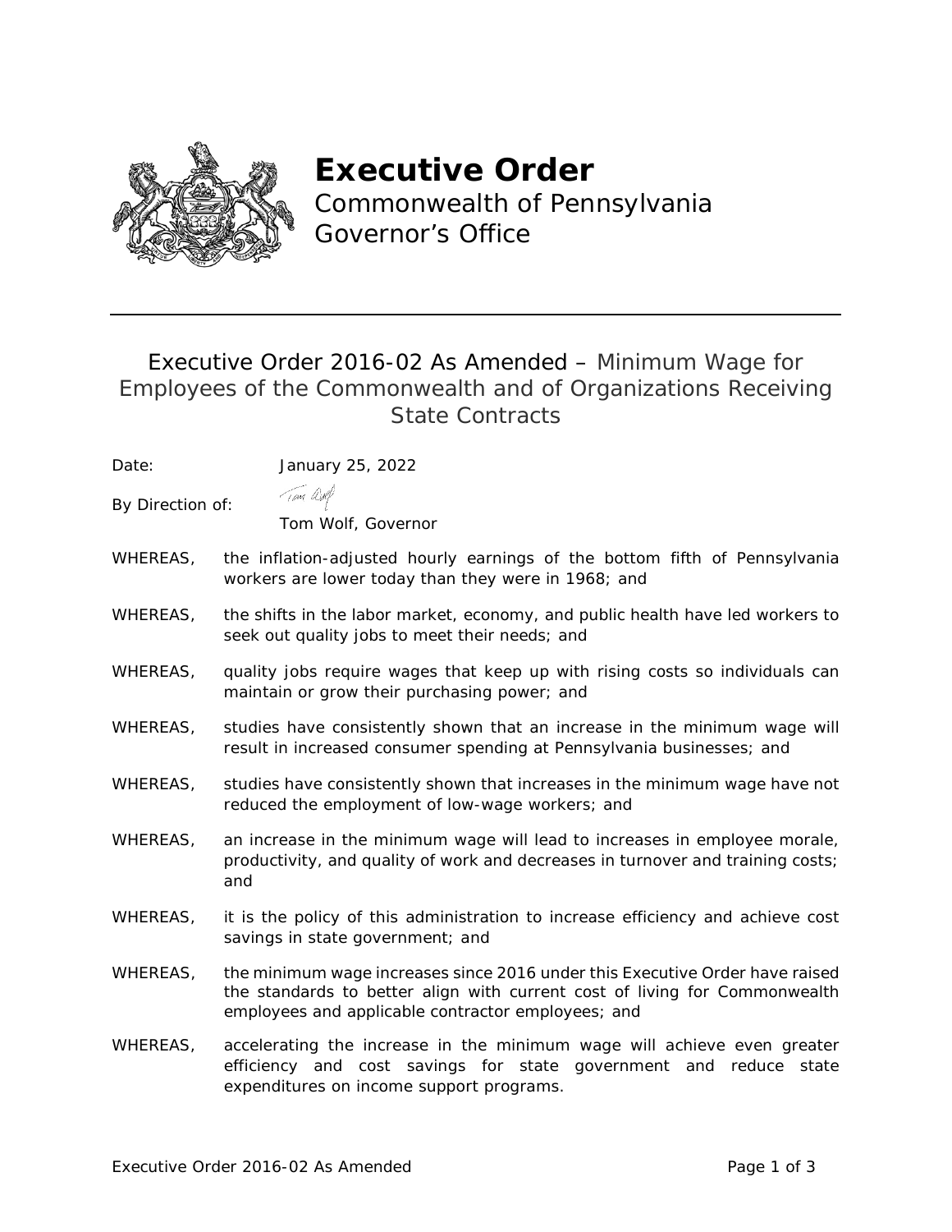# Executive Order

Commonwealth of Pennsylvania
Governor's Office

## Executive Order 2016-02 As Amended – Minimum Wage for Employees of the Commonwealth and of Organizations Receiving State Contracts

Date: January 25, 2022

By Direction of: Tom Wolf, Governor

WHEREAS, the inflation-adjusted hourly earnings of the bottom fifth of Pennsylvania workers are lower today than they were in 1968; and

WHEREAS, the shifts in the labor market, economy, and public health have led workers to seek out quality jobs to meet their needs; and

WHEREAS, quality jobs require wages that keep up with rising costs so individuals can maintain or grow their purchasing power; and

WHEREAS, studies have consistently shown that an increase in the minimum wage will result in increased consumer spending at Pennsylvania businesses; and

WHEREAS, studies have consistently shown that increases in the minimum wage have not reduced the employment of low-wage workers; and

WHEREAS, an increase in the minimum wage will lead to increases in employee morale, productivity, and quality of work and decreases in turnover and training costs; and

WHEREAS, it is the policy of this administration to increase efficiency and achieve cost savings in state government; and

WHEREAS, the minimum wage increases since 2016 under this Executive Order have raised the standards to better align with current cost of living for Commonwealth employees and applicable contractor employees; and

WHEREAS, accelerating the increase in the minimum wage will achieve even greater efficiency and cost savings for state government and reduce state expenditures on income support programs.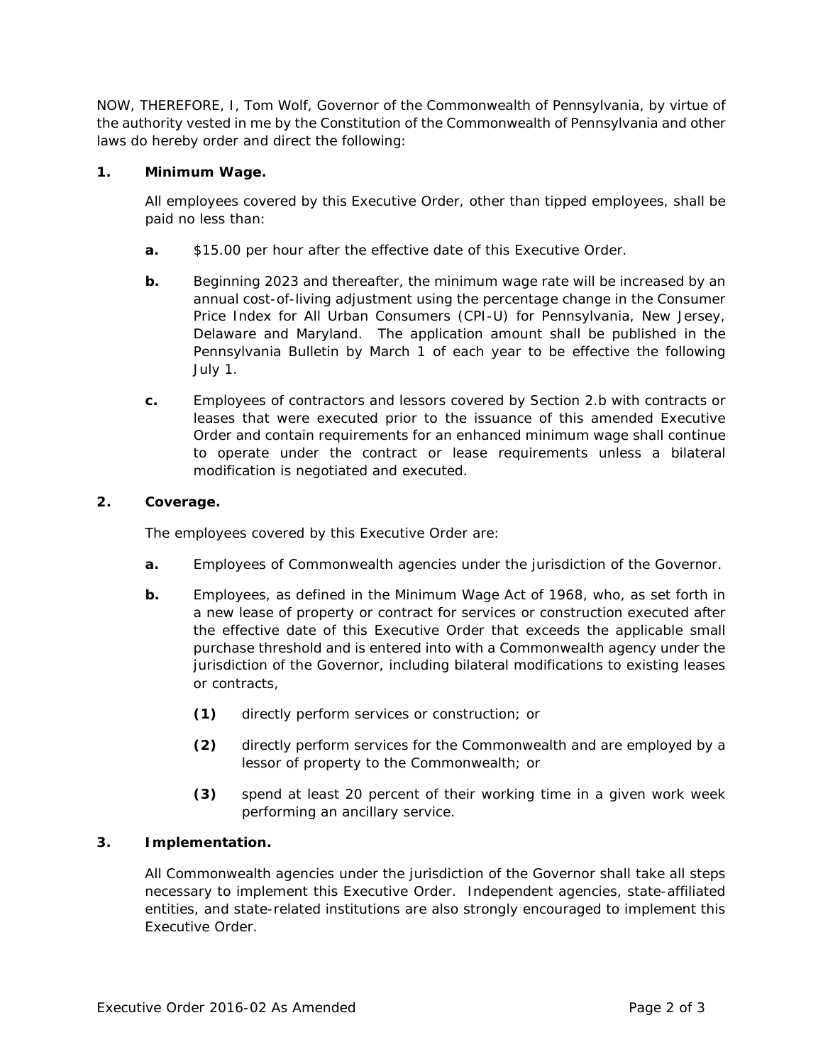NOW, THEREFORE, I, Tom Wolf, Governor of the Commonwealth of Pennsylvania, by virtue of the authority vested in me by the Constitution of the Commonwealth of Pennsylvania and other laws do hereby order and direct the following:

**1. Minimum Wage.**

All employees covered by this Executive Order, other than tipped employees, shall be paid no less than:

**a.** $15.00 per hour after the effective date of this Executive Order.

**b.** Beginning 2023 and thereafter, the minimum wage rate will be increased by an annual cost-of-living adjustment using the percentage change in the Consumer Price Index for All Urban Consumers (CPI-U) for Pennsylvania, New Jersey, Delaware and Maryland. The application amount shall be published in the Pennsylvania Bulletin by March 1 of each year to be effective the following July 1.

**c.** Employees of contractors and lessors covered by Section 2.b with contracts or leases that were executed prior to the issuance of this amended Executive Order and contain requirements for an enhanced minimum wage shall continue to operate under the contract or lease requirements unless a bilateral modification is negotiated and executed.

**2. Coverage.**

The employees covered by this Executive Order are:

**a.** Employees of Commonwealth agencies under the jurisdiction of the Governor.

**b.** Employees, as defined in the Minimum Wage Act of 1968, who, as set forth in a new lease of property or contract for services or construction executed after the effective date of this Executive Order that exceeds the applicable small purchase threshold and is entered into with a Commonwealth agency under the jurisdiction of the Governor, including bilateral modifications to existing leases or contracts,

**(1)** directly perform services or construction; or

**(2)** directly perform services for the Commonwealth and are employed by a lessor of property to the Commonwealth; or

**(3)** spend at least 20 percent of their working time in a given work week performing an ancillary service.

**3. Implementation.**

All Commonwealth agencies under the jurisdiction of the Governor shall take all steps necessary to implement this Executive Order. Independent agencies, state-affiliated entities, and state-related institutions are also strongly encouraged to implement this Executive Order.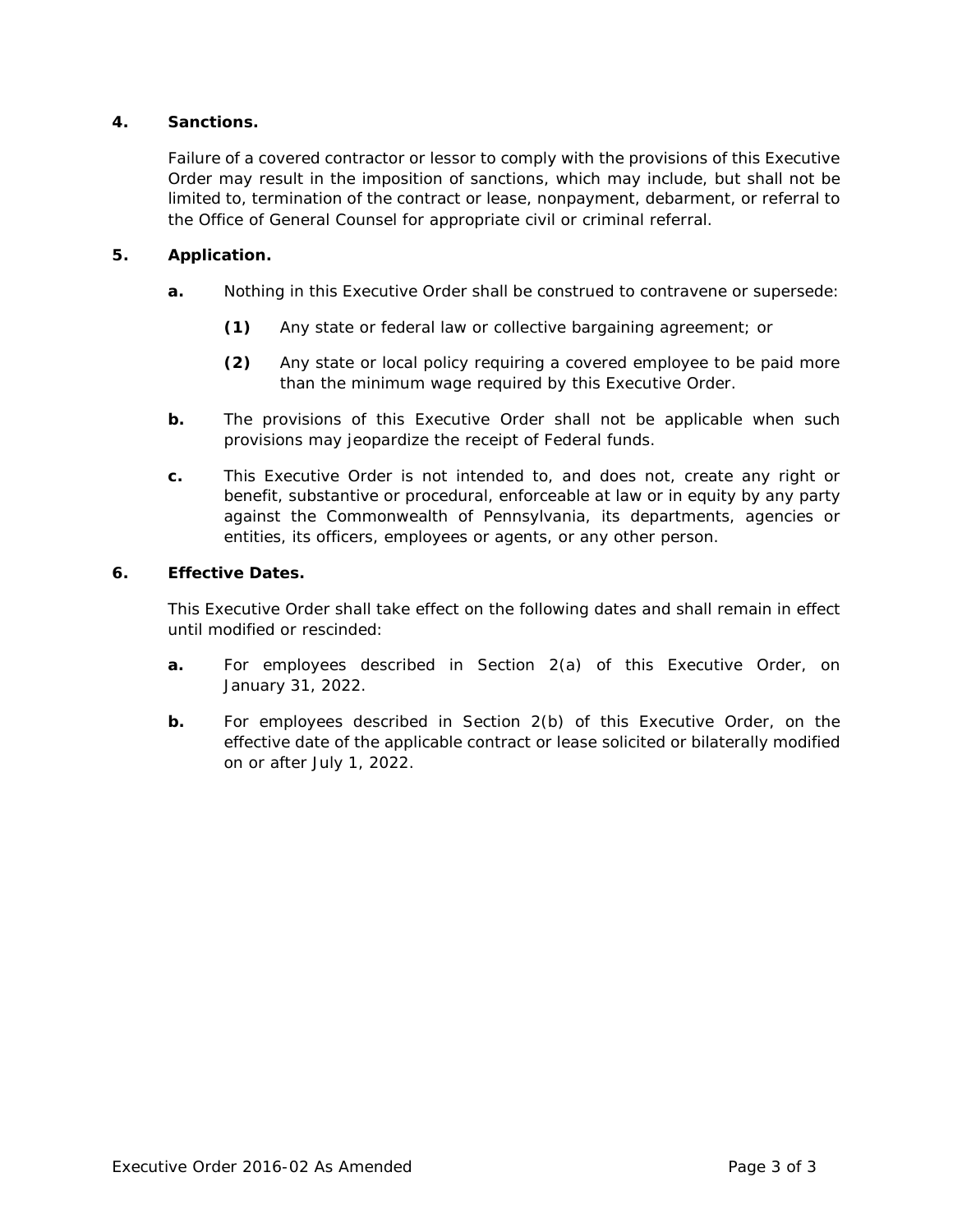**4. Sanctions.**

Failure of a covered contractor or lessor to comply with the provisions of this Executive Order may result in the imposition of sanctions, which may include, but shall not be limited to, termination of the contract or lease, nonpayment, debarment, or referral to the Office of General Counsel for appropriate civil or criminal referral.

**5. Application.**

**a.** Nothing in this Executive Order shall be construed to contravene or supersede:

**(1)** Any state or federal law or collective bargaining agreement; or

**(2)** Any state or local policy requiring a covered employee to be paid more than the minimum wage required by this Executive Order.

**b.** The provisions of this Executive Order shall not be applicable when such provisions may jeopardize the receipt of Federal funds.

**c.** This Executive Order is not intended to, and does not, create any right or benefit, substantive or procedural, enforceable at law or in equity by any party against the Commonwealth of Pennsylvania, its departments, agencies or entities, its officers, employees or agents, or any other person.

**6. Effective Dates.**

This Executive Order shall take effect on the following dates and shall remain in effect until modified or rescinded:

**a.** For employees described in Section 2(a) of this Executive Order, on January 31, 2022.

**b.** For employees described in Section 2(b) of this Executive Order, on the effective date of the applicable contract or lease solicited or bilaterally modified on or after July 1, 2022.